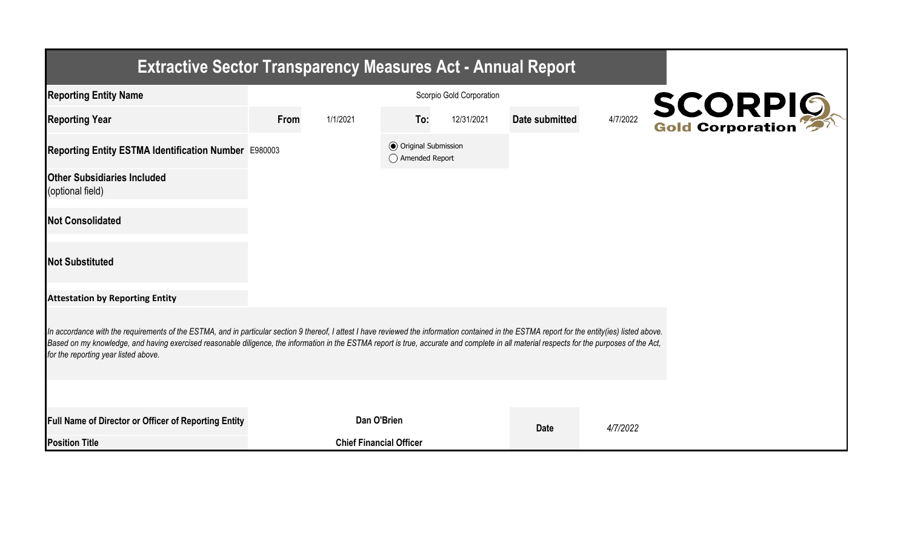# Extractive Sector Transparency Measures Act - Annual Report

| | | | | | | |
|---|---|---|---|---|---|---|
| **Reporting Entity Name** | Scorpio Gold Corporation | | | | | |
| **Reporting Year** | **From** | 1/1/2021 | **To:** | 12/31/2021 | **Date submitted** | 4/7/2022 |
| **Reporting Entity ESTMA Identification Number** | E980003 | | (●) Original Submission<br>( ) Amended Report | | | |
| **Other Subsidiaries Included**<br>(optional field) | | | | | | |
| **Not Consolidated** | | | | | | |
| **Not Substituted** | | | | | | |

**Attestation by Reporting Entity**

*In accordance with the requirements of the ESTMA, and in particular section 9 thereof, I attest I have reviewed the information contained in the ESTMA report for the entity(ies) listed above. Based on my knowledge, and having exercised reasonable diligence, the information in the ESTMA report is true, accurate and complete in all material respects for the purposes of the Act, for the reporting year listed above.*

| | | | |
|---|---|---|---|
| **Full Name of Director or Officer of Reporting Entity** | **Dan O'Brien** | **Date** | *4/7/2022* |
| **Position Title** | **Chief Financial Officer** | | |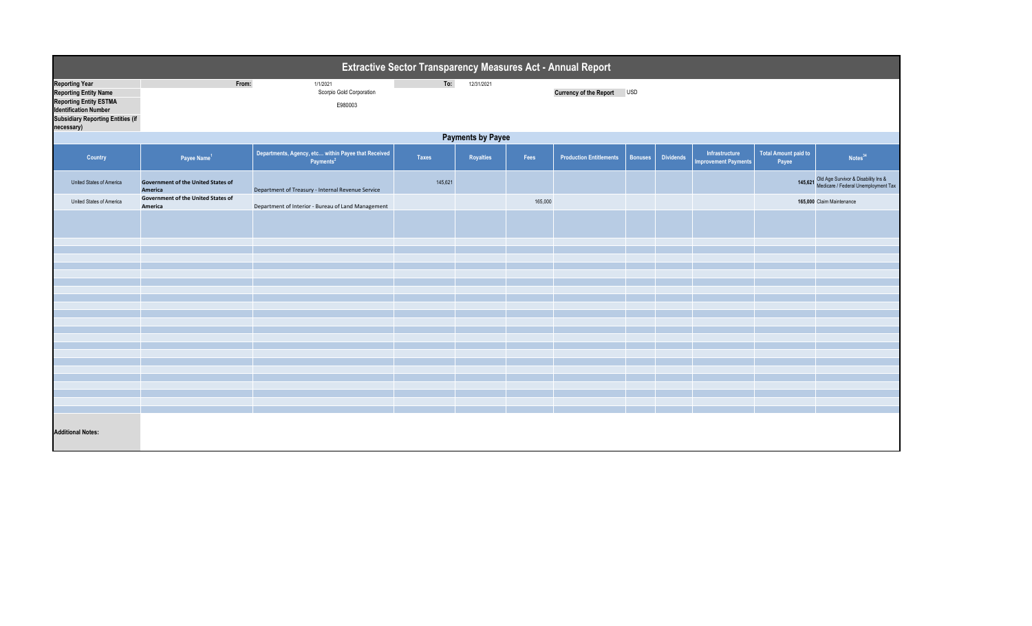# Extractive Sector Transparency Measures Act - Annual Report

| | | | |
|---|---|---|---|
| **Reporting Year** | From: 1/1/2021 | To: 12/31/2021 | |
| **Reporting Entity Name** | Scorpio Gold Corporation | | **Currency of the Report** USD |
| **Reporting Entity ESTMA Identification Number** | E980003 | | |
| **Subsidiary Reporting Entities (if necessary)** | | | |

## Payments by Payee

| Country | Payee Name[1] | Departments, Agency, etc... within Payee that Received Payments[2] | Taxes | Royalties | Fees | Production Entitlements | Bonuses | Dividends | Infrastructure Improvement Payments | Total Amount paid to Payee | Notes[34] |
|---|---|---|---|---|---|---|---|---|---|---|---|
| United States of America | **Government of the United States of America** | Department of Treasury - Internal Revenue Service | 145,621 | | | | | | | **145,621** | Old Age Survivor & Disability Ins & Medicare / Federal Unemployment Tax |
| United States of America | **Government of the United States of America** | Department of Interior - Bureau of Land Management | | | 165,000 | | | | | **165,000** | Claim Maintenance |

**Additional Notes:**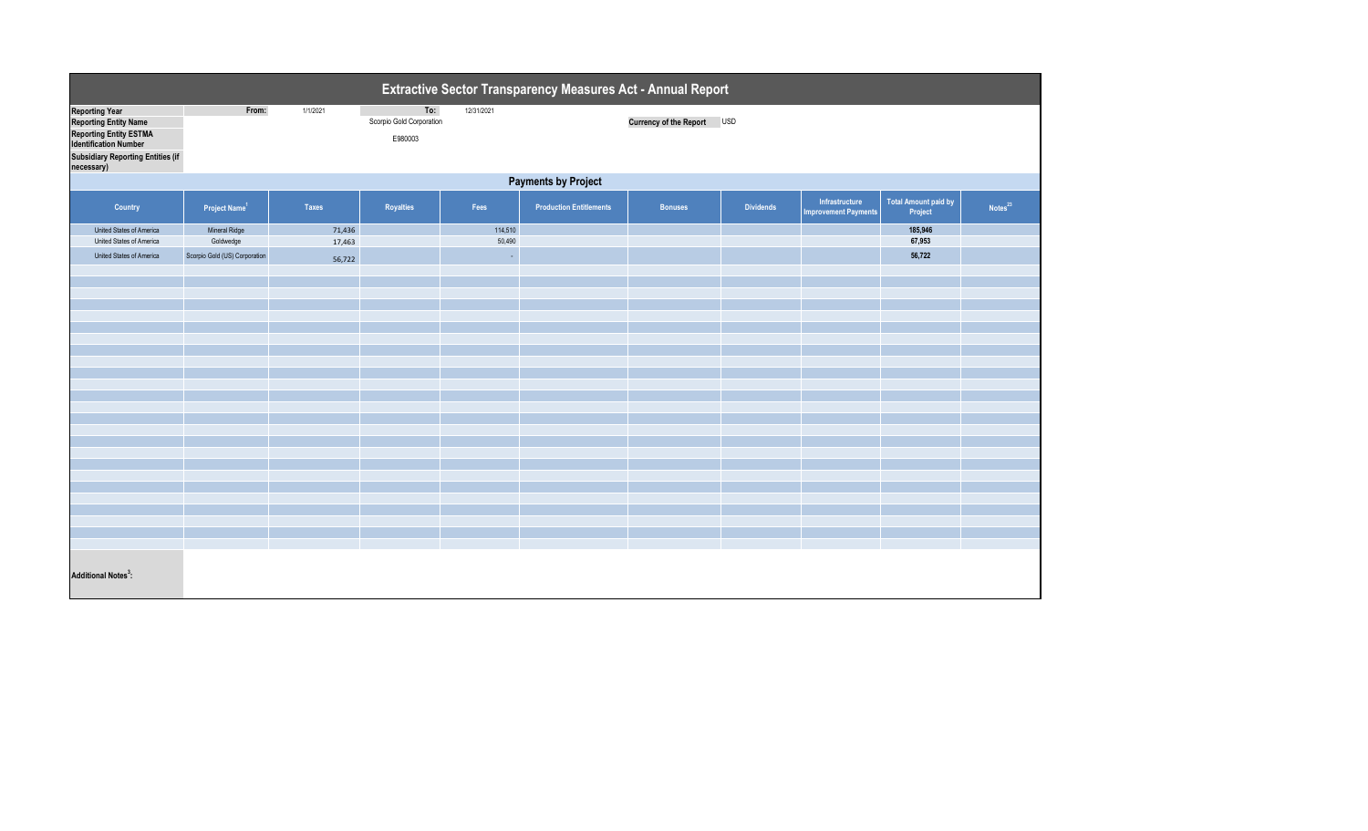# Extractive Sector Transparency Measures Act - Annual Report

| | | | | | |
|---|---|---|---|---|---|
| **Reporting Year** | From: | 1/1/2021 | To: | 12/31/2021 | |
| **Reporting Entity Name** | | | Scorpio Gold Corporation | | **Currency of the Report** USD |
| **Reporting Entity ESTMA Identification Number** | | | E980003 | | |
| **Subsidiary Reporting Entities (if necessary)** | | | | | |

## Payments by Project

| Country | Project Name[1] | Taxes | Royalties | Fees | Production Entitlements | Bonuses | Dividends | Infrastructure Improvement Payments | Total Amount paid by Project | Notes[23] |
|---|---|---|---|---|---|---|---|---|---|---|
| United States of America | Mineral Ridge | 71,436 | | 114,510 | | | | | 185,946 | |
| United States of America | Goldwedge | 17,463 | | 50,490 | | | | | 67,953 | |
| United States of America | Scorpio Gold (US) Corporation | 56,722 | | - | | | | | 56,722 | |

**Additional Notes[3]:**